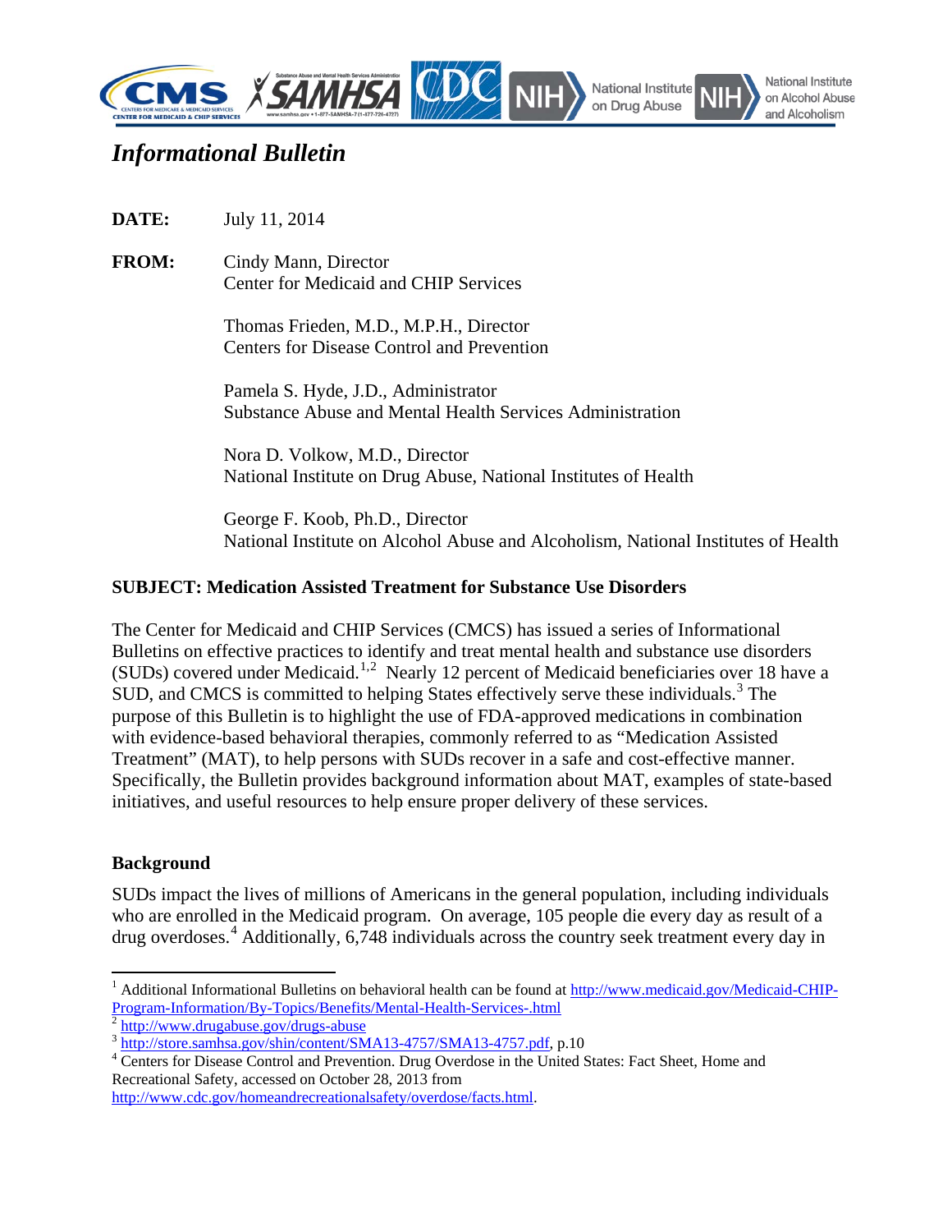# Informational Bulletin

**DATE:** July 11, 2014

**FROM:** Cindy Mann, Director
Center for Medicaid and CHIP Services

Thomas Frieden, M.D., M.P.H., Director
Centers for Disease Control and Prevention

Pamela S. Hyde, J.D., Administrator
Substance Abuse and Mental Health Services Administration

Nora D. Volkow, M.D., Director
National Institute on Drug Abuse, National Institutes of Health

George F. Koob, Ph.D., Director
National Institute on Alcohol Abuse and Alcoholism, National Institutes of Health

**SUBJECT: Medication Assisted Treatment for Substance Use Disorders**

The Center for Medicaid and CHIP Services (CMCS) has issued a series of Informational Bulletins on effective practices to identify and treat mental health and substance use disorders (SUDs) covered under Medicaid.[1,2] Nearly 12 percent of Medicaid beneficiaries over 18 have a SUD, and CMCS is committed to helping States effectively serve these individuals.[3] The purpose of this Bulletin is to highlight the use of FDA-approved medications in combination with evidence-based behavioral therapies, commonly referred to as "Medication Assisted Treatment" (MAT), to help persons with SUDs recover in a safe and cost-effective manner. Specifically, the Bulletin provides background information about MAT, examples of state-based initiatives, and useful resources to help ensure proper delivery of these services.

## Background

SUDs impact the lives of millions of Americans in the general population, including individuals who are enrolled in the Medicaid program. On average, 105 people die every day as result of a drug overdoses.[4] Additionally, 6,748 individuals across the country seek treatment every day in

---

[1] Additional Informational Bulletins on behavioral health can be found at http://www.medicaid.gov/Medicaid-CHIP-Program-Information/By-Topics/Benefits/Mental-Health-Services-.html

[2] http://www.drugabuse.gov/drugs-abuse

[3] http://store.samhsa.gov/shin/content/SMA13-4757/SMA13-4757.pdf, p.10

[4] Centers for Disease Control and Prevention. Drug Overdose in the United States: Fact Sheet, Home and Recreational Safety, accessed on October 28, 2013 from http://www.cdc.gov/homeandrecreationalsafety/overdose/facts.html.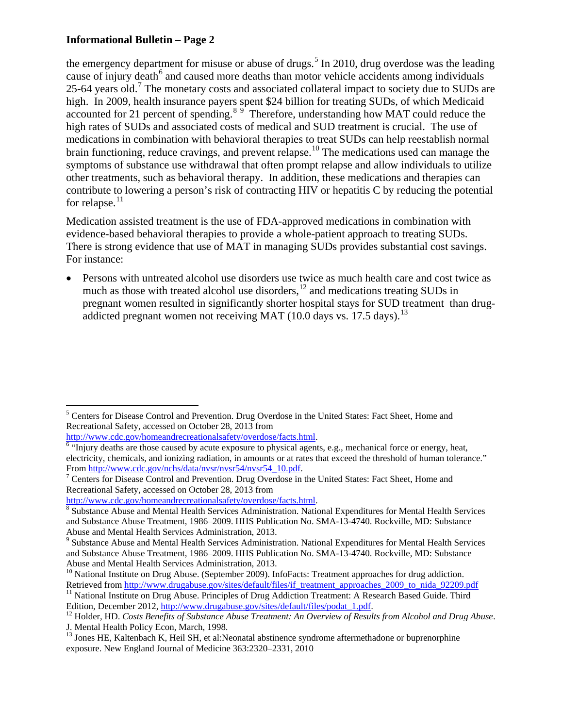the emergency department for misuse or abuse of drugs.[5] In 2010, drug overdose was the leading cause of injury death[6] and caused more deaths than motor vehicle accidents among individuals 25-64 years old.[7] The monetary costs and associated collateral impact to society due to SUDs are high. In 2009, health insurance payers spent $24 billion for treating SUDs, of which Medicaid accounted for 21 percent of spending.[8] [9] Therefore, understanding how MAT could reduce the high rates of SUDs and associated costs of medical and SUD treatment is crucial. The use of medications in combination with behavioral therapies to treat SUDs can help reestablish normal brain functioning, reduce cravings, and prevent relapse.[10] The medications used can manage the symptoms of substance use withdrawal that often prompt relapse and allow individuals to utilize other treatments, such as behavioral therapy. In addition, these medications and therapies can contribute to lowering a person's risk of contracting HIV or hepatitis C by reducing the potential for relapse.[11]

Medication assisted treatment is the use of FDA-approved medications in combination with evidence-based behavioral therapies to provide a whole-patient approach to treating SUDs. There is strong evidence that use of MAT in managing SUDs provides substantial cost savings. For instance:

- Persons with untreated alcohol use disorders use twice as much health care and cost twice as much as those with treated alcohol use disorders,[12] and medications treating SUDs in pregnant women resulted in significantly shorter hospital stays for SUD treatment than drug-addicted pregnant women not receiving MAT (10.0 days vs. 17.5 days).[13]

---

[5] Centers for Disease Control and Prevention. Drug Overdose in the United States: Fact Sheet, Home and Recreational Safety, accessed on October 28, 2013 from http://www.cdc.gov/homeandrecreationalsafety/overdose/facts.html.

[6] "Injury deaths are those caused by acute exposure to physical agents, e.g., mechanical force or energy, heat, electricity, chemicals, and ionizing radiation, in amounts or at rates that exceed the threshold of human tolerance." From http://www.cdc.gov/nchs/data/nvsr/nvsr54/nvsr54_10.pdf.

[7] Centers for Disease Control and Prevention. Drug Overdose in the United States: Fact Sheet, Home and Recreational Safety, accessed on October 28, 2013 from http://www.cdc.gov/homeandrecreationalsafety/overdose/facts.html.

[8] Substance Abuse and Mental Health Services Administration. National Expenditures for Mental Health Services and Substance Abuse Treatment, 1986–2009. HHS Publication No. SMA-13-4740. Rockville, MD: Substance Abuse and Mental Health Services Administration, 2013.

[9] Substance Abuse and Mental Health Services Administration. National Expenditures for Mental Health Services and Substance Abuse Treatment, 1986–2009. HHS Publication No. SMA-13-4740. Rockville, MD: Substance Abuse and Mental Health Services Administration, 2013.

[10] National Institute on Drug Abuse. (September 2009). InfoFacts: Treatment approaches for drug addiction. Retrieved from http://www.drugabuse.gov/sites/default/files/if_treatment_approaches_2009_to_nida_92209.pdf

[11] National Institute on Drug Abuse. Principles of Drug Addiction Treatment: A Research Based Guide. Third Edition, December 2012, http://www.drugabuse.gov/sites/default/files/podat_1.pdf.

[12] Holder, HD. *Costs Benefits of Substance Abuse Treatment: An Overview of Results from Alcohol and Drug Abuse*. J. Mental Health Policy Econ, March, 1998.

[13] Jones HE, Kaltenbach K, Heil SH, et al:Neonatal abstinence syndrome aftermethadone or buprenorphine exposure. New England Journal of Medicine 363:2320–2331, 2010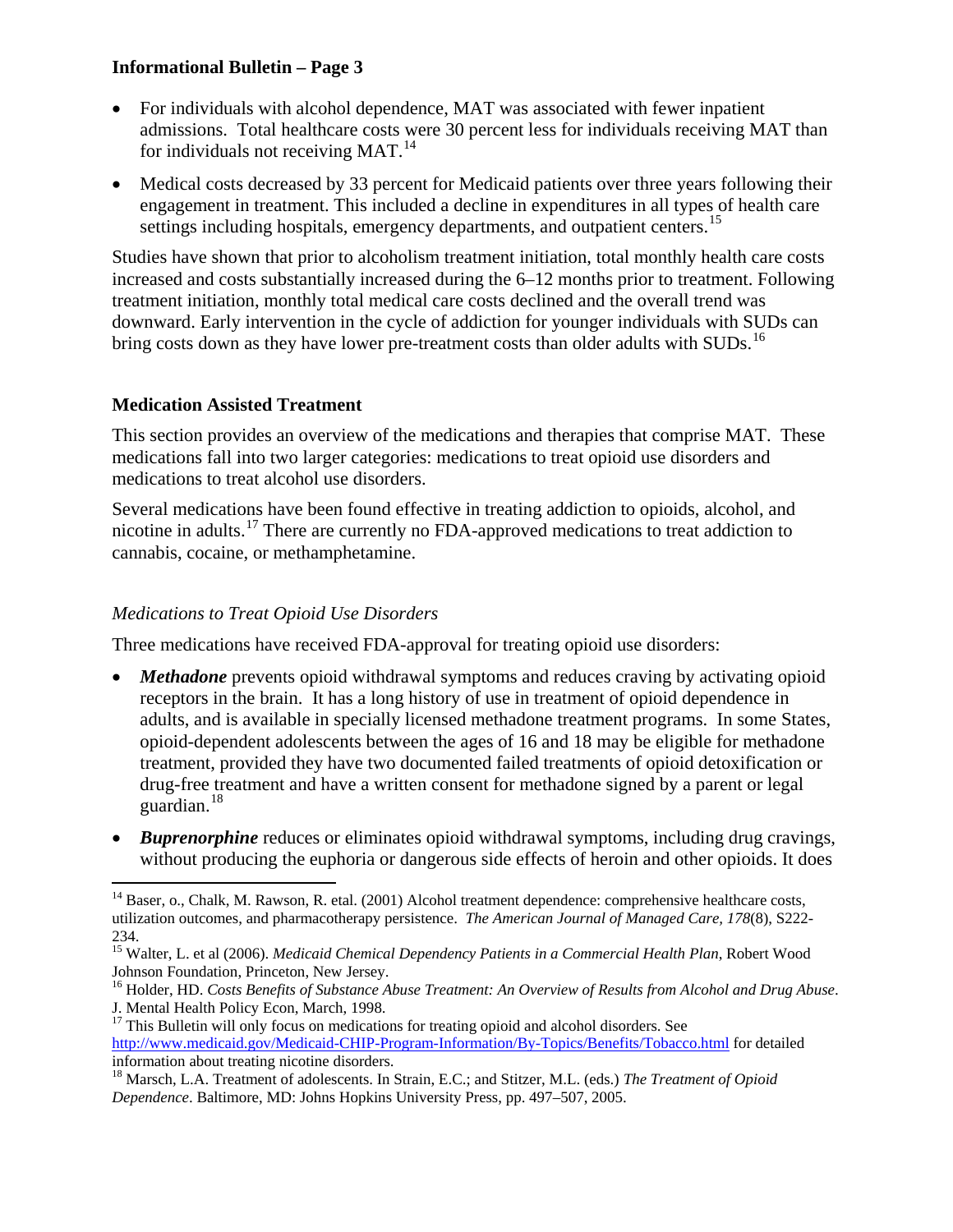- For individuals with alcohol dependence, MAT was associated with fewer inpatient admissions. Total healthcare costs were 30 percent less for individuals receiving MAT than for individuals not receiving MAT.[14]
- Medical costs decreased by 33 percent for Medicaid patients over three years following their engagement in treatment. This included a decline in expenditures in all types of health care settings including hospitals, emergency departments, and outpatient centers.[15]

Studies have shown that prior to alcoholism treatment initiation, total monthly health care costs increased and costs substantially increased during the 6–12 months prior to treatment. Following treatment initiation, monthly total medical care costs declined and the overall trend was downward. Early intervention in the cycle of addiction for younger individuals with SUDs can bring costs down as they have lower pre-treatment costs than older adults with SUDs.[16]

## Medication Assisted Treatment

This section provides an overview of the medications and therapies that comprise MAT. These medications fall into two larger categories: medications to treat opioid use disorders and medications to treat alcohol use disorders.

Several medications have been found effective in treating addiction to opioids, alcohol, and nicotine in adults.[17] There are currently no FDA-approved medications to treat addiction to cannabis, cocaine, or methamphetamine.

### *Medications to Treat Opioid Use Disorders*

Three medications have received FDA-approval for treating opioid use disorders:

- ***Methadone*** prevents opioid withdrawal symptoms and reduces craving by activating opioid receptors in the brain. It has a long history of use in treatment of opioid dependence in adults, and is available in specially licensed methadone treatment programs. In some States, opioid-dependent adolescents between the ages of 16 and 18 may be eligible for methadone treatment, provided they have two documented failed treatments of opioid detoxification or drug-free treatment and have a written consent for methadone signed by a parent or legal guardian.[18]
- ***Buprenorphine*** reduces or eliminates opioid withdrawal symptoms, including drug cravings, without producing the euphoria or dangerous side effects of heroin and other opioids. It does

---

[14] Baser, o., Chalk, M. Rawson, R. etal. (2001) Alcohol treatment dependence: comprehensive healthcare costs, utilization outcomes, and pharmacotherapy persistence. *The American Journal of Managed Care, 178*(8), S222-234.

[15] Walter, L. et al (2006). *Medicaid Chemical Dependency Patients in a Commercial Health Plan*, Robert Wood Johnson Foundation, Princeton, New Jersey.

[16] Holder, HD. *Costs Benefits of Substance Abuse Treatment: An Overview of Results from Alcohol and Drug Abuse*. J. Mental Health Policy Econ, March, 1998.

[17] This Bulletin will only focus on medications for treating opioid and alcohol disorders. See http://www.medicaid.gov/Medicaid-CHIP-Program-Information/By-Topics/Benefits/Tobacco.html for detailed information about treating nicotine disorders.

[18] Marsch, L.A. Treatment of adolescents. In Strain, E.C.; and Stitzer, M.L. (eds.) *The Treatment of Opioid Dependence*. Baltimore, MD: Johns Hopkins University Press, pp. 497–507, 2005.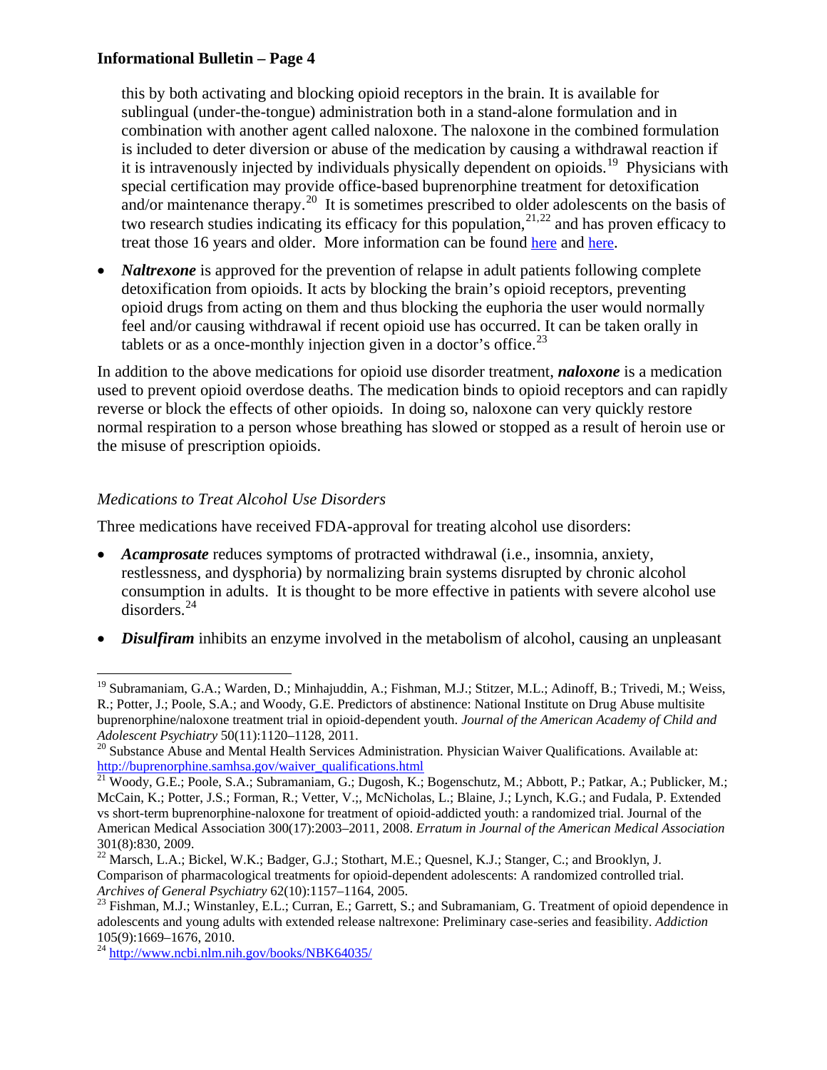this by both activating and blocking opioid receptors in the brain. It is available for sublingual (under-the-tongue) administration both in a stand-alone formulation and in combination with another agent called naloxone. The naloxone in the combined formulation is included to deter diversion or abuse of the medication by causing a withdrawal reaction if it is intravenously injected by individuals physically dependent on opioids.[19] Physicians with special certification may provide office-based buprenorphine treatment for detoxification and/or maintenance therapy.[20] It is sometimes prescribed to older adolescents on the basis of two research studies indicating its efficacy for this population,[21,22] and has proven efficacy to treat those 16 years and older. More information can be found here and here.

- ***Naltrexone*** is approved for the prevention of relapse in adult patients following complete detoxification from opioids. It acts by blocking the brain's opioid receptors, preventing opioid drugs from acting on them and thus blocking the euphoria the user would normally feel and/or causing withdrawal if recent opioid use has occurred. It can be taken orally in tablets or as a once-monthly injection given in a doctor's office.[23]

In addition to the above medications for opioid use disorder treatment, ***naloxone*** is a medication used to prevent opioid overdose deaths. The medication binds to opioid receptors and can rapidly reverse or block the effects of other opioids. In doing so, naloxone can very quickly restore normal respiration to a person whose breathing has slowed or stopped as a result of heroin use or the misuse of prescription opioids.

*Medications to Treat Alcohol Use Disorders*

Three medications have received FDA-approval for treating alcohol use disorders:

- ***Acamprosate*** reduces symptoms of protracted withdrawal (i.e., insomnia, anxiety, restlessness, and dysphoria) by normalizing brain systems disrupted by chronic alcohol consumption in adults. It is thought to be more effective in patients with severe alcohol use disorders.[24]

- ***Disulfiram*** inhibits an enzyme involved in the metabolism of alcohol, causing an unpleasant

---

[19] Subramaniam, G.A.; Warden, D.; Minhajuddin, A.; Fishman, M.J.; Stitzer, M.L.; Adinoff, B.; Trivedi, M.; Weiss, R.; Potter, J.; Poole, S.A.; and Woody, G.E. Predictors of abstinence: National Institute on Drug Abuse multisite buprenorphine/naloxone treatment trial in opioid-dependent youth. *Journal of the American Academy of Child and Adolescent Psychiatry* 50(11):1120–1128, 2011.

[20] Substance Abuse and Mental Health Services Administration. Physician Waiver Qualifications. Available at: http://buprenorphine.samhsa.gov/waiver_qualifications.html

[21] Woody, G.E.; Poole, S.A.; Subramaniam, G.; Dugosh, K.; Bogenschutz, M.; Abbott, P.; Patkar, A.; Publicker, M.; McCain, K.; Potter, J.S.; Forman, R.; Vetter, V.;, McNicholas, L.; Blaine, J.; Lynch, K.G.; and Fudala, P. Extended vs short-term buprenorphine-naloxone for treatment of opioid-addicted youth: a randomized trial. Journal of the American Medical Association 300(17):2003–2011, 2008. *Erratum in Journal of the American Medical Association* 301(8):830, 2009.

[22] Marsch, L.A.; Bickel, W.K.; Badger, G.J.; Stothart, M.E.; Quesnel, K.J.; Stanger, C.; and Brooklyn, J. Comparison of pharmacological treatments for opioid-dependent adolescents: A randomized controlled trial. *Archives of General Psychiatry* 62(10):1157–1164, 2005.

[23] Fishman, M.J.; Winstanley, E.L.; Curran, E.; Garrett, S.; and Subramaniam, G. Treatment of opioid dependence in adolescents and young adults with extended release naltrexone: Preliminary case-series and feasibility. *Addiction* 105(9):1669–1676, 2010.

[24] http://www.ncbi.nlm.nih.gov/books/NBK64035/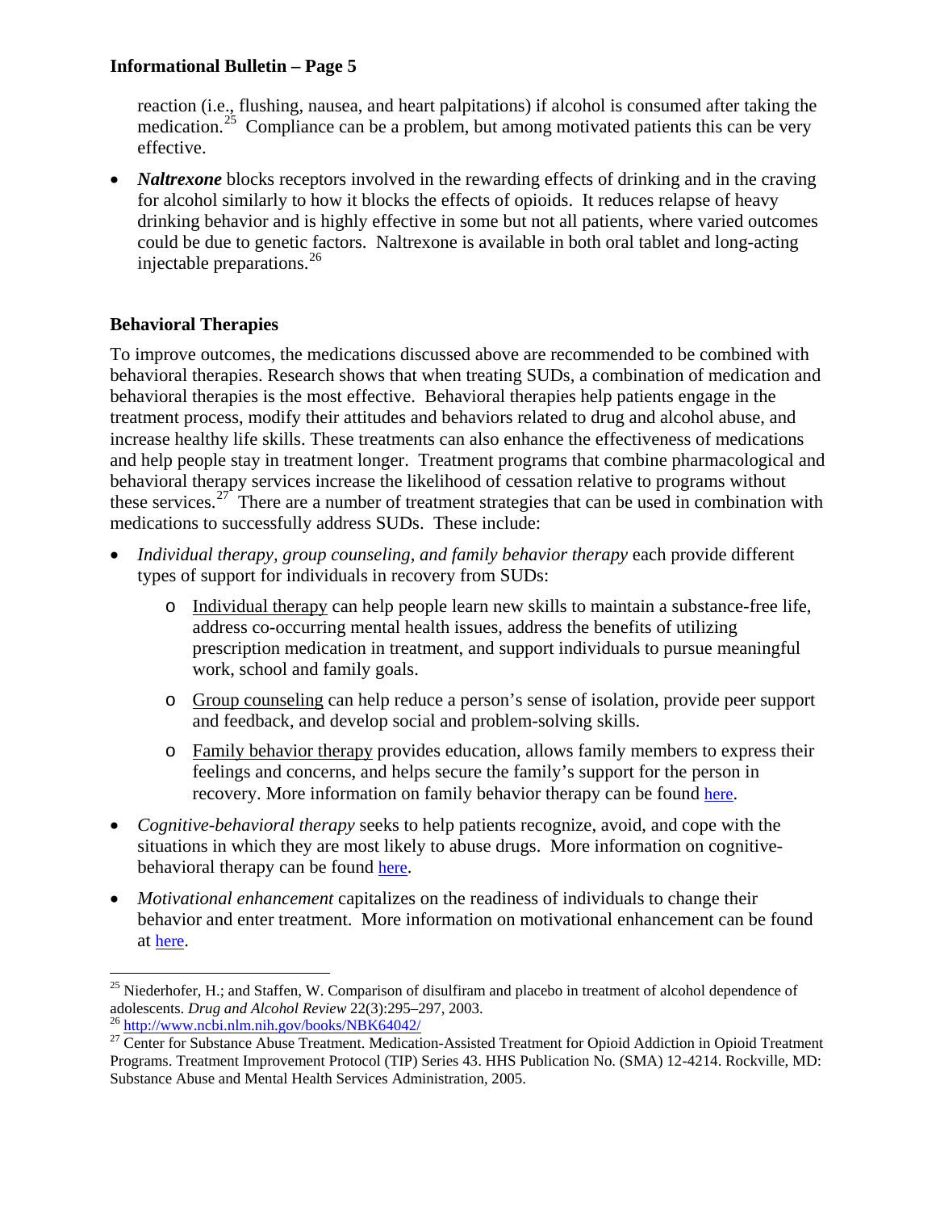reaction (i.e., flushing, nausea, and heart palpitations) if alcohol is consumed after taking the medication.[25] Compliance can be a problem, but among motivated patients this can be very effective.

- ***Naltrexone*** blocks receptors involved in the rewarding effects of drinking and in the craving for alcohol similarly to how it blocks the effects of opioids. It reduces relapse of heavy drinking behavior and is highly effective in some but not all patients, where varied outcomes could be due to genetic factors. Naltrexone is available in both oral tablet and long-acting injectable preparations.[26]

### Behavioral Therapies

To improve outcomes, the medications discussed above are recommended to be combined with behavioral therapies. Research shows that when treating SUDs, a combination of medication and behavioral therapies is the most effective. Behavioral therapies help patients engage in the treatment process, modify their attitudes and behaviors related to drug and alcohol abuse, and increase healthy life skills. These treatments can also enhance the effectiveness of medications and help people stay in treatment longer. Treatment programs that combine pharmacological and behavioral therapy services increase the likelihood of cessation relative to programs without these services.[27] There are a number of treatment strategies that can be used in combination with medications to successfully address SUDs. These include:

- *Individual therapy, group counseling, and family behavior therapy* each provide different types of support for individuals in recovery from SUDs:
  - Individual therapy can help people learn new skills to maintain a substance-free life, address co-occurring mental health issues, address the benefits of utilizing prescription medication in treatment, and support individuals to pursue meaningful work, school and family goals.
  - Group counseling can help reduce a person's sense of isolation, provide peer support and feedback, and develop social and problem-solving skills.
  - Family behavior therapy provides education, allows family members to express their feelings and concerns, and helps secure the family's support for the person in recovery. More information on family behavior therapy can be found here.
- *Cognitive-behavioral therapy* seeks to help patients recognize, avoid, and cope with the situations in which they are most likely to abuse drugs. More information on cognitive-behavioral therapy can be found here.
- *Motivational enhancement* capitalizes on the readiness of individuals to change their behavior and enter treatment. More information on motivational enhancement can be found at here.

---

[25] Niederhofer, H.; and Staffen, W. Comparison of disulfiram and placebo in treatment of alcohol dependence of adolescents. *Drug and Alcohol Review* 22(3):295–297, 2003.

[26] http://www.ncbi.nlm.nih.gov/books/NBK64042/

[27] Center for Substance Abuse Treatment. Medication-Assisted Treatment for Opioid Addiction in Opioid Treatment Programs. Treatment Improvement Protocol (TIP) Series 43. HHS Publication No. (SMA) 12-4214. Rockville, MD: Substance Abuse and Mental Health Services Administration, 2005.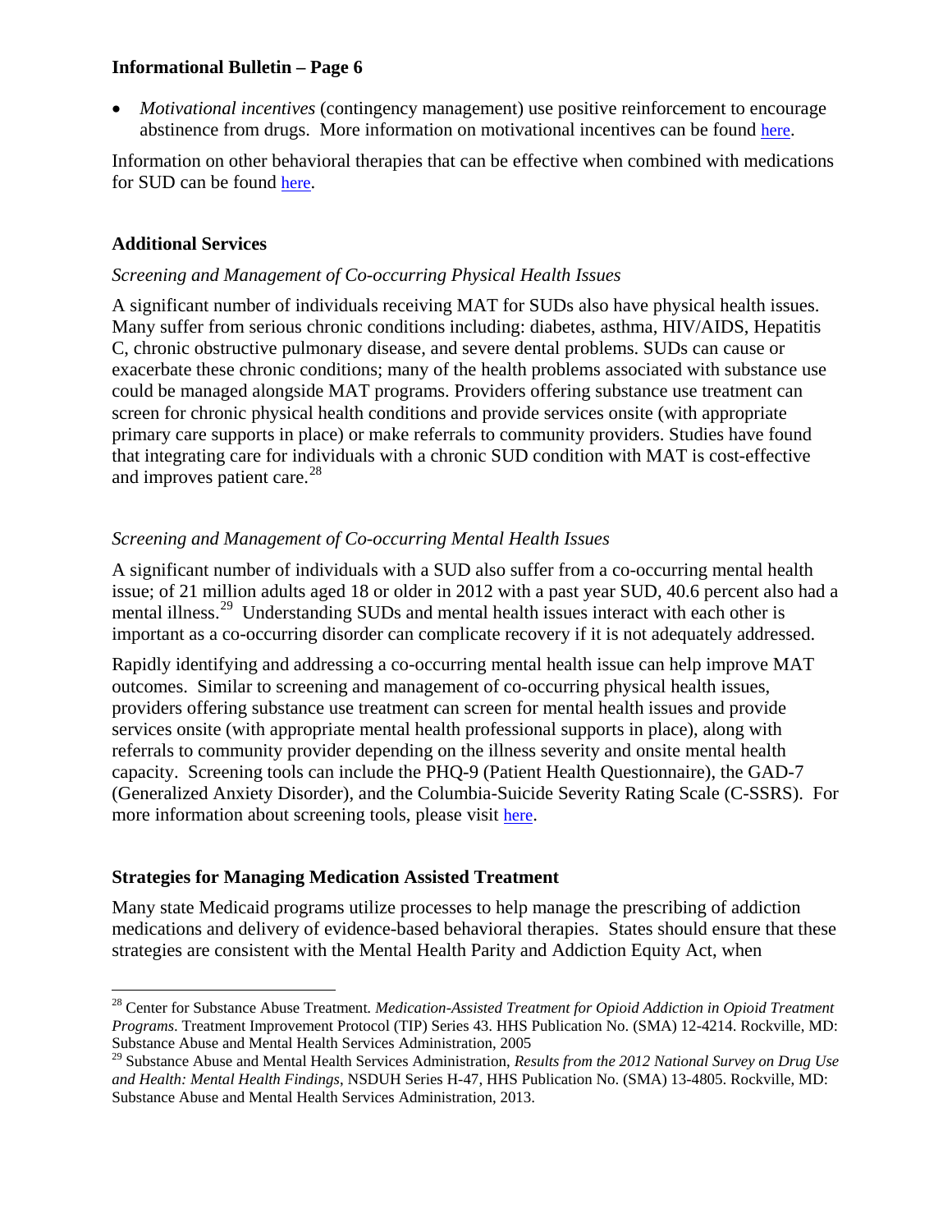- *Motivational incentives* (contingency management) use positive reinforcement to encourage abstinence from drugs. More information on motivational incentives can be found here.

Information on other behavioral therapies that can be effective when combined with medications for SUD can be found here.

## Additional Services

### *Screening and Management of Co-occurring Physical Health Issues*

A significant number of individuals receiving MAT for SUDs also have physical health issues. Many suffer from serious chronic conditions including: diabetes, asthma, HIV/AIDS, Hepatitis C, chronic obstructive pulmonary disease, and severe dental problems. SUDs can cause or exacerbate these chronic conditions; many of the health problems associated with substance use could be managed alongside MAT programs. Providers offering substance use treatment can screen for chronic physical health conditions and provide services onsite (with appropriate primary care supports in place) or make referrals to community providers. Studies have found that integrating care for individuals with a chronic SUD condition with MAT is cost-effective and improves patient care.[28]

### *Screening and Management of Co-occurring Mental Health Issues*

A significant number of individuals with a SUD also suffer from a co-occurring mental health issue; of 21 million adults aged 18 or older in 2012 with a past year SUD, 40.6 percent also had a mental illness.[29] Understanding SUDs and mental health issues interact with each other is important as a co-occurring disorder can complicate recovery if it is not adequately addressed.

Rapidly identifying and addressing a co-occurring mental health issue can help improve MAT outcomes. Similar to screening and management of co-occurring physical health issues, providers offering substance use treatment can screen for mental health issues and provide services onsite (with appropriate mental health professional supports in place), along with referrals to community provider depending on the illness severity and onsite mental health capacity. Screening tools can include the PHQ-9 (Patient Health Questionnaire), the GAD-7 (Generalized Anxiety Disorder), and the Columbia-Suicide Severity Rating Scale (C-SSRS). For more information about screening tools, please visit here.

## Strategies for Managing Medication Assisted Treatment

Many state Medicaid programs utilize processes to help manage the prescribing of addiction medications and delivery of evidence-based behavioral therapies. States should ensure that these strategies are consistent with the Mental Health Parity and Addiction Equity Act, when

---

[28] Center for Substance Abuse Treatment. *Medication-Assisted Treatment for Opioid Addiction in Opioid Treatment Programs*. Treatment Improvement Protocol (TIP) Series 43. HHS Publication No. (SMA) 12-4214. Rockville, MD: Substance Abuse and Mental Health Services Administration, 2005

[29] Substance Abuse and Mental Health Services Administration, *Results from the 2012 National Survey on Drug Use and Health: Mental Health Findings*, NSDUH Series H-47, HHS Publication No. (SMA) 13-4805. Rockville, MD: Substance Abuse and Mental Health Services Administration, 2013.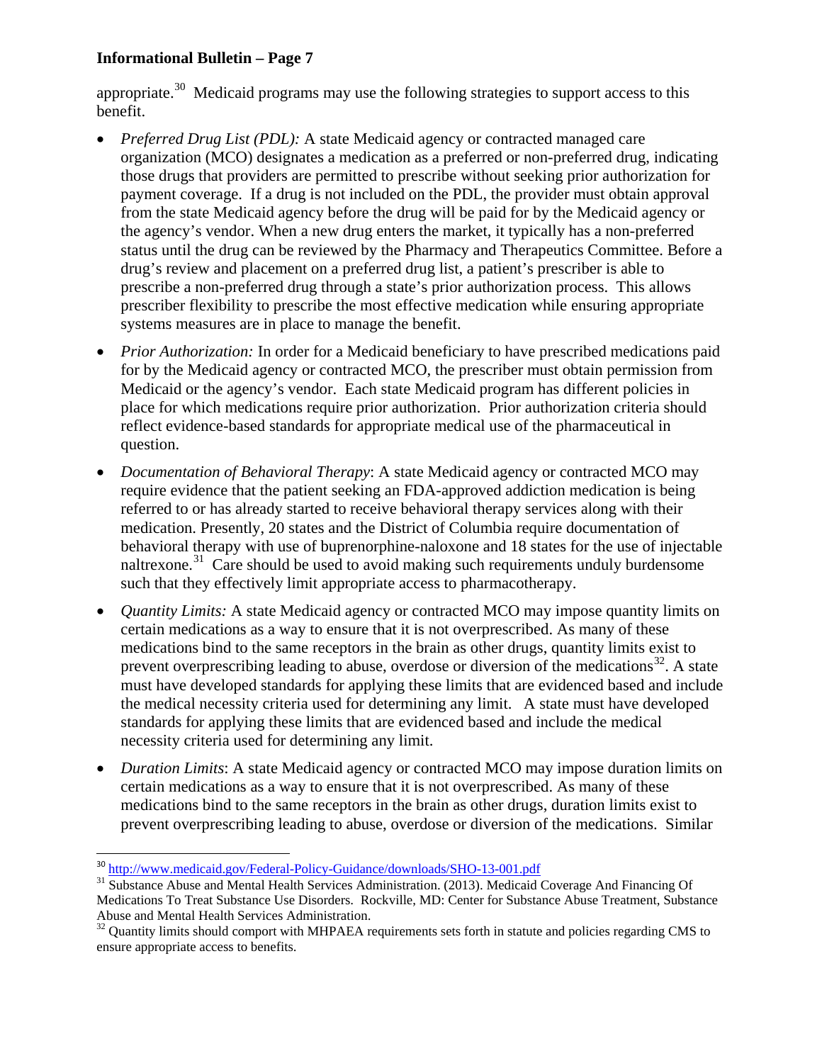appropriate.[30] Medicaid programs may use the following strategies to support access to this benefit.

- *Preferred Drug List (PDL):* A state Medicaid agency or contracted managed care organization (MCO) designates a medication as a preferred or non-preferred drug, indicating those drugs that providers are permitted to prescribe without seeking prior authorization for payment coverage. If a drug is not included on the PDL, the provider must obtain approval from the state Medicaid agency before the drug will be paid for by the Medicaid agency or the agency's vendor. When a new drug enters the market, it typically has a non-preferred status until the drug can be reviewed by the Pharmacy and Therapeutics Committee. Before a drug's review and placement on a preferred drug list, a patient's prescriber is able to prescribe a non-preferred drug through a state's prior authorization process. This allows prescriber flexibility to prescribe the most effective medication while ensuring appropriate systems measures are in place to manage the benefit.

- *Prior Authorization:* In order for a Medicaid beneficiary to have prescribed medications paid for by the Medicaid agency or contracted MCO, the prescriber must obtain permission from Medicaid or the agency's vendor. Each state Medicaid program has different policies in place for which medications require prior authorization. Prior authorization criteria should reflect evidence-based standards for appropriate medical use of the pharmaceutical in question.

- *Documentation of Behavioral Therapy*: A state Medicaid agency or contracted MCO may require evidence that the patient seeking an FDA-approved addiction medication is being referred to or has already started to receive behavioral therapy services along with their medication. Presently, 20 states and the District of Columbia require documentation of behavioral therapy with use of buprenorphine-naloxone and 18 states for the use of injectable naltrexone.[31] Care should be used to avoid making such requirements unduly burdensome such that they effectively limit appropriate access to pharmacotherapy.

- *Quantity Limits:* A state Medicaid agency or contracted MCO may impose quantity limits on certain medications as a way to ensure that it is not overprescribed. As many of these medications bind to the same receptors in the brain as other drugs, quantity limits exist to prevent overprescribing leading to abuse, overdose or diversion of the medications[32]. A state must have developed standards for applying these limits that are evidenced based and include the medical necessity criteria used for determining any limit. A state must have developed standards for applying these limits that are evidenced based and include the medical necessity criteria used for determining any limit.

- *Duration Limits*: A state Medicaid agency or contracted MCO may impose duration limits on certain medications as a way to ensure that it is not overprescribed. As many of these medications bind to the same receptors in the brain as other drugs, duration limits exist to prevent overprescribing leading to abuse, overdose or diversion of the medications. Similar

---

[30] http://www.medicaid.gov/Federal-Policy-Guidance/downloads/SHO-13-001.pdf

[31] Substance Abuse and Mental Health Services Administration. (2013). Medicaid Coverage And Financing Of Medications To Treat Substance Use Disorders. Rockville, MD: Center for Substance Abuse Treatment, Substance Abuse and Mental Health Services Administration.

[32] Quantity limits should comport with MHPAEA requirements sets forth in statute and policies regarding CMS to ensure appropriate access to benefits.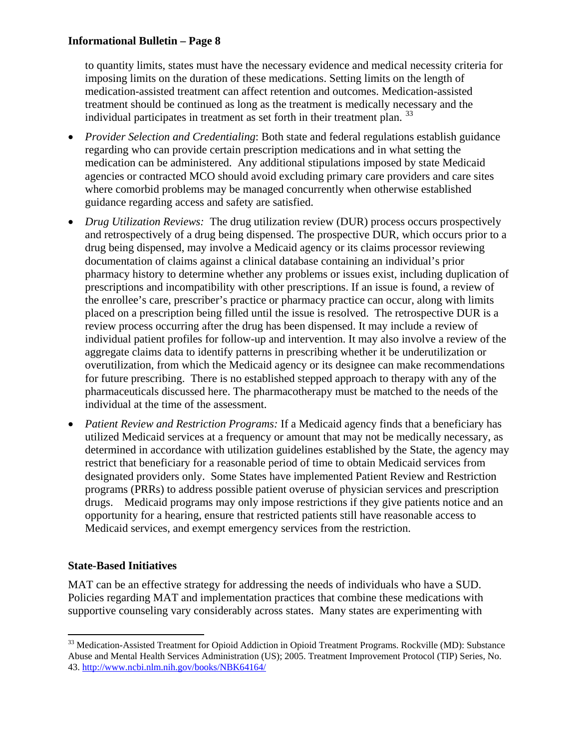to quantity limits, states must have the necessary evidence and medical necessity criteria for imposing limits on the duration of these medications. Setting limits on the length of medication-assisted treatment can affect retention and outcomes. Medication-assisted treatment should be continued as long as the treatment is medically necessary and the individual participates in treatment as set forth in their treatment plan. [33]

- *Provider Selection and Credentialing*: Both state and federal regulations establish guidance regarding who can provide certain prescription medications and in what setting the medication can be administered. Any additional stipulations imposed by state Medicaid agencies or contracted MCO should avoid excluding primary care providers and care sites where comorbid problems may be managed concurrently when otherwise established guidance regarding access and safety are satisfied.
- *Drug Utilization Reviews:* The drug utilization review (DUR) process occurs prospectively and retrospectively of a drug being dispensed. The prospective DUR, which occurs prior to a drug being dispensed, may involve a Medicaid agency or its claims processor reviewing documentation of claims against a clinical database containing an individual's prior pharmacy history to determine whether any problems or issues exist, including duplication of prescriptions and incompatibility with other prescriptions. If an issue is found, a review of the enrollee's care, prescriber's practice or pharmacy practice can occur, along with limits placed on a prescription being filled until the issue is resolved. The retrospective DUR is a review process occurring after the drug has been dispensed. It may include a review of individual patient profiles for follow-up and intervention. It may also involve a review of the aggregate claims data to identify patterns in prescribing whether it be underutilization or overutilization, from which the Medicaid agency or its designee can make recommendations for future prescribing. There is no established stepped approach to therapy with any of the pharmaceuticals discussed here. The pharmacotherapy must be matched to the needs of the individual at the time of the assessment.
- *Patient Review and Restriction Programs:* If a Medicaid agency finds that a beneficiary has utilized Medicaid services at a frequency or amount that may not be medically necessary, as determined in accordance with utilization guidelines established by the State, the agency may restrict that beneficiary for a reasonable period of time to obtain Medicaid services from designated providers only. Some States have implemented Patient Review and Restriction programs (PRRs) to address possible patient overuse of physician services and prescription drugs. Medicaid programs may only impose restrictions if they give patients notice and an opportunity for a hearing, ensure that restricted patients still have reasonable access to Medicaid services, and exempt emergency services from the restriction.

## State-Based Initiatives

MAT can be an effective strategy for addressing the needs of individuals who have a SUD. Policies regarding MAT and implementation practices that combine these medications with supportive counseling vary considerably across states. Many states are experimenting with

---

[33] Medication-Assisted Treatment for Opioid Addiction in Opioid Treatment Programs. Rockville (MD): Substance Abuse and Mental Health Services Administration (US); 2005. Treatment Improvement Protocol (TIP) Series, No. 43. http://www.ncbi.nlm.nih.gov/books/NBK64164/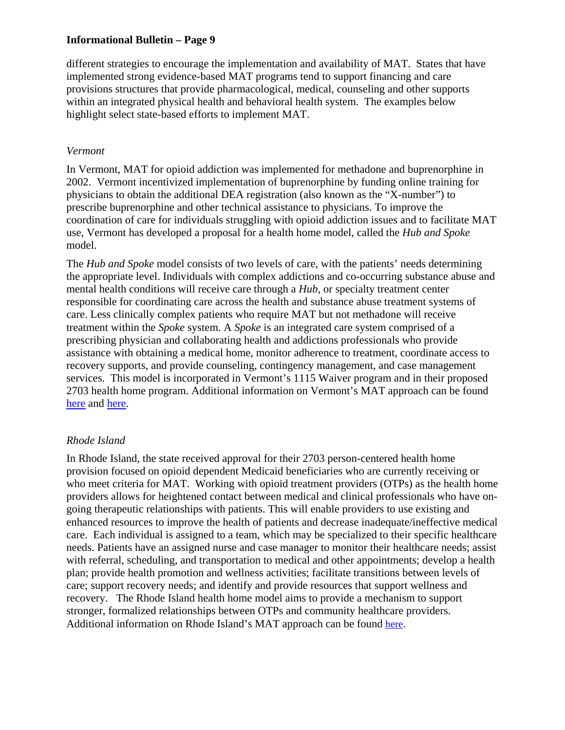different strategies to encourage the implementation and availability of MAT. States that have implemented strong evidence-based MAT programs tend to support financing and care provisions structures that provide pharmacological, medical, counseling and other supports within an integrated physical health and behavioral health system. The examples below highlight select state-based efforts to implement MAT.

*Vermont*

In Vermont, MAT for opioid addiction was implemented for methadone and buprenorphine in 2002. Vermont incentivized implementation of buprenorphine by funding online training for physicians to obtain the additional DEA registration (also known as the "X-number") to prescribe buprenorphine and other technical assistance to physicians. To improve the coordination of care for individuals struggling with opioid addiction issues and to facilitate MAT use, Vermont has developed a proposal for a health home model, called the *Hub and Spoke* model.

The *Hub and Spoke* model consists of two levels of care, with the patients' needs determining the appropriate level. Individuals with complex addictions and co-occurring substance abuse and mental health conditions will receive care through a *Hub*, or specialty treatment center responsible for coordinating care across the health and substance abuse treatment systems of care. Less clinically complex patients who require MAT but not methadone will receive treatment within the *Spoke* system. A *Spoke* is an integrated care system comprised of a prescribing physician and collaborating health and addictions professionals who provide assistance with obtaining a medical home, monitor adherence to treatment, coordinate access to recovery supports, and provide counseling, contingency management, and case management services. This model is incorporated in Vermont's 1115 Waiver program and in their proposed 2703 health home program. Additional information on Vermont's MAT approach can be found here and here.

*Rhode Island*

In Rhode Island, the state received approval for their 2703 person-centered health home provision focused on opioid dependent Medicaid beneficiaries who are currently receiving or who meet criteria for MAT. Working with opioid treatment providers (OTPs) as the health home providers allows for heightened contact between medical and clinical professionals who have on-going therapeutic relationships with patients. This will enable providers to use existing and enhanced resources to improve the health of patients and decrease inadequate/ineffective medical care. Each individual is assigned to a team, which may be specialized to their specific healthcare needs. Patients have an assigned nurse and case manager to monitor their healthcare needs; assist with referral, scheduling, and transportation to medical and other appointments; develop a health plan; provide health promotion and wellness activities; facilitate transitions between levels of care; support recovery needs; and identify and provide resources that support wellness and recovery. The Rhode Island health home model aims to provide a mechanism to support stronger, formalized relationships between OTPs and community healthcare providers. Additional information on Rhode Island's MAT approach can be found here.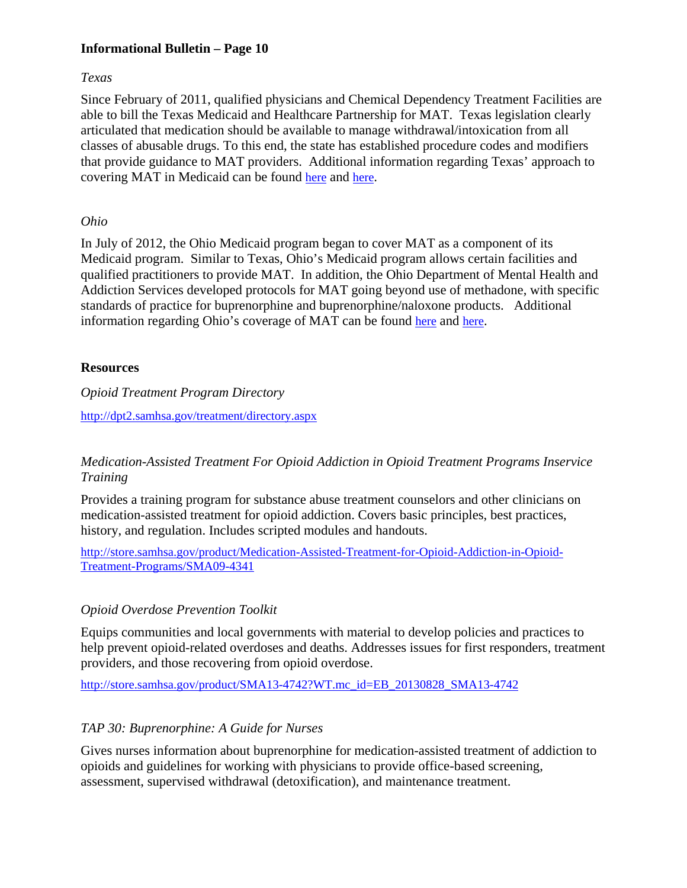*Texas*

Since February of 2011, qualified physicians and Chemical Dependency Treatment Facilities are able to bill the Texas Medicaid and Healthcare Partnership for MAT. Texas legislation clearly articulated that medication should be available to manage withdrawal/intoxication from all classes of abusable drugs. To this end, the state has established procedure codes and modifiers that provide guidance to MAT providers. Additional information regarding Texas' approach to covering MAT in Medicaid can be found here and here.

*Ohio*

In July of 2012, the Ohio Medicaid program began to cover MAT as a component of its Medicaid program. Similar to Texas, Ohio's Medicaid program allows certain facilities and qualified practitioners to provide MAT. In addition, the Ohio Department of Mental Health and Addiction Services developed protocols for MAT going beyond use of methadone, with specific standards of practice for buprenorphine and buprenorphine/naloxone products. Additional information regarding Ohio's coverage of MAT can be found here and here.

## Resources

*Opioid Treatment Program Directory*

http://dpt2.samhsa.gov/treatment/directory.aspx

*Medication-Assisted Treatment For Opioid Addiction in Opioid Treatment Programs Inservice Training*

Provides a training program for substance abuse treatment counselors and other clinicians on medication-assisted treatment for opioid addiction. Covers basic principles, best practices, history, and regulation. Includes scripted modules and handouts.

http://store.samhsa.gov/product/Medication-Assisted-Treatment-for-Opioid-Addiction-in-Opioid-Treatment-Programs/SMA09-4341

*Opioid Overdose Prevention Toolkit*

Equips communities and local governments with material to develop policies and practices to help prevent opioid-related overdoses and deaths. Addresses issues for first responders, treatment providers, and those recovering from opioid overdose.

http://store.samhsa.gov/product/SMA13-4742?WT.mc_id=EB_20130828_SMA13-4742

*TAP 30: Buprenorphine: A Guide for Nurses*

Gives nurses information about buprenorphine for medication-assisted treatment of addiction to opioids and guidelines for working with physicians to provide office-based screening, assessment, supervised withdrawal (detoxification), and maintenance treatment.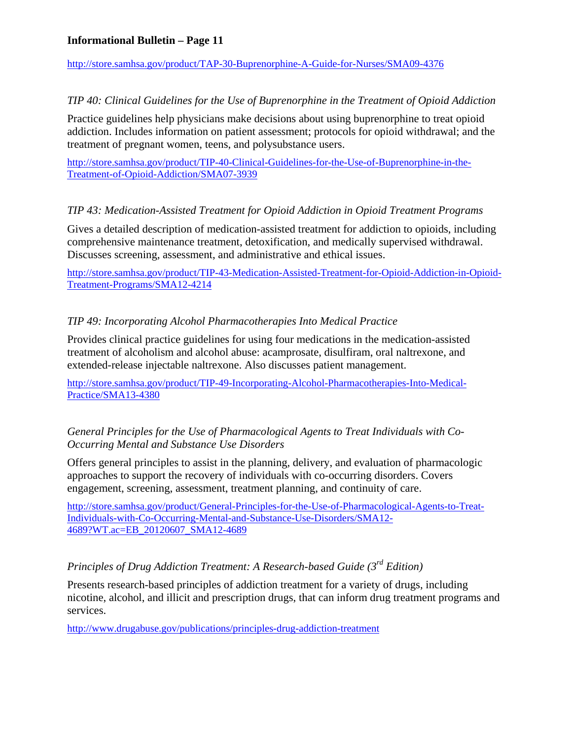http://store.samhsa.gov/product/TAP-30-Buprenorphine-A-Guide-for-Nurses/SMA09-4376

*TIP 40: Clinical Guidelines for the Use of Buprenorphine in the Treatment of Opioid Addiction*

Practice guidelines help physicians make decisions about using buprenorphine to treat opioid addiction. Includes information on patient assessment; protocols for opioid withdrawal; and the treatment of pregnant women, teens, and polysubstance users.

http://store.samhsa.gov/product/TIP-40-Clinical-Guidelines-for-the-Use-of-Buprenorphine-in-the-Treatment-of-Opioid-Addiction/SMA07-3939

*TIP 43: Medication-Assisted Treatment for Opioid Addiction in Opioid Treatment Programs*

Gives a detailed description of medication-assisted treatment for addiction to opioids, including comprehensive maintenance treatment, detoxification, and medically supervised withdrawal. Discusses screening, assessment, and administrative and ethical issues.

http://store.samhsa.gov/product/TIP-43-Medication-Assisted-Treatment-for-Opioid-Addiction-in-Opioid-Treatment-Programs/SMA12-4214

*TIP 49: Incorporating Alcohol Pharmacotherapies Into Medical Practice*

Provides clinical practice guidelines for using four medications in the medication-assisted treatment of alcoholism and alcohol abuse: acamprosate, disulfiram, oral naltrexone, and extended-release injectable naltrexone. Also discusses patient management.

http://store.samhsa.gov/product/TIP-49-Incorporating-Alcohol-Pharmacotherapies-Into-Medical-Practice/SMA13-4380

*General Principles for the Use of Pharmacological Agents to Treat Individuals with Co-Occurring Mental and Substance Use Disorders*

Offers general principles to assist in the planning, delivery, and evaluation of pharmacologic approaches to support the recovery of individuals with co-occurring disorders. Covers engagement, screening, assessment, treatment planning, and continuity of care.

http://store.samhsa.gov/product/General-Principles-for-the-Use-of-Pharmacological-Agents-to-Treat-Individuals-with-Co-Occurring-Mental-and-Substance-Use-Disorders/SMA12-4689?WT.ac=EB_20120607_SMA12-4689

*Principles of Drug Addiction Treatment: A Research-based Guide (3rd Edition)*

Presents research-based principles of addiction treatment for a variety of drugs, including nicotine, alcohol, and illicit and prescription drugs, that can inform drug treatment programs and services.

http://www.drugabuse.gov/publications/principles-drug-addiction-treatment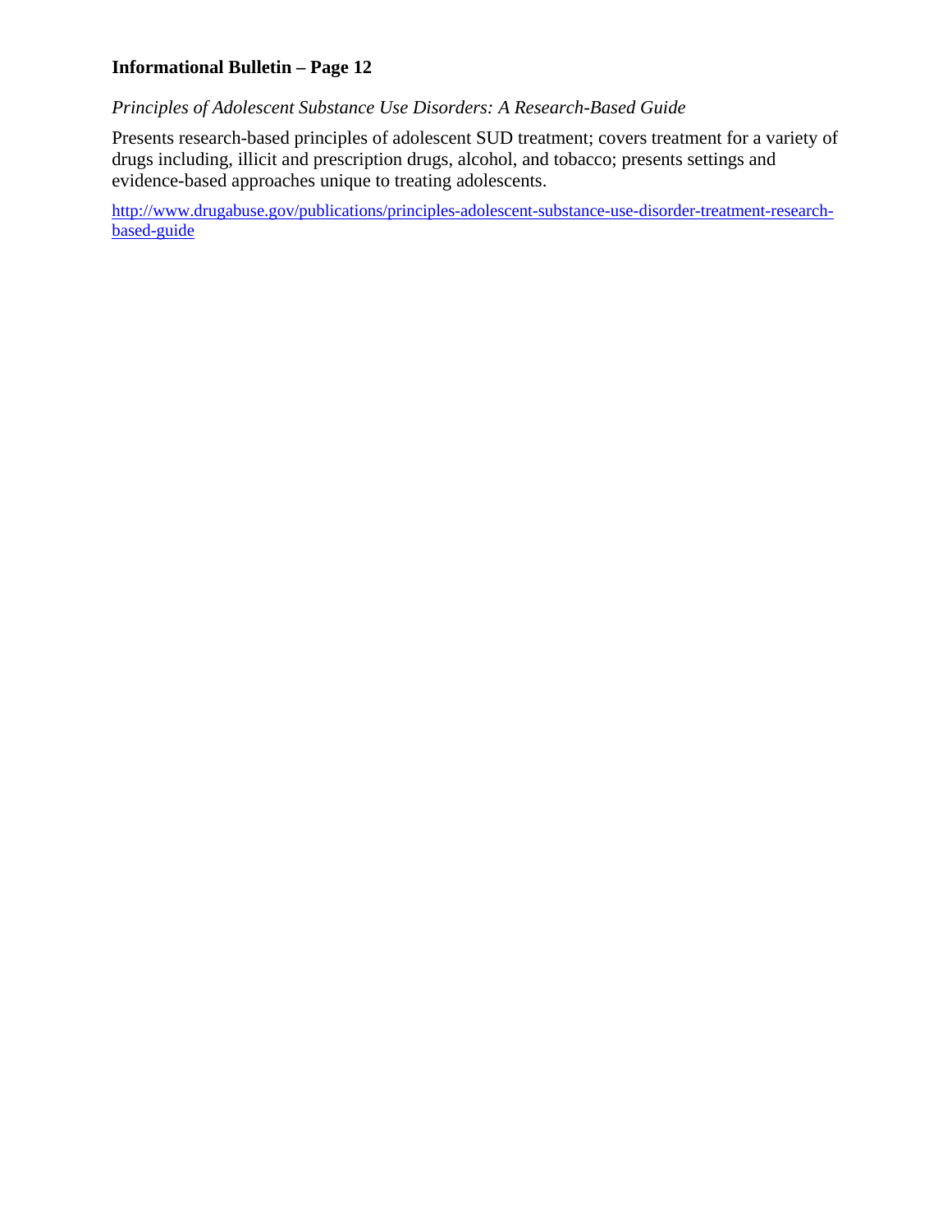*Principles of Adolescent Substance Use Disorders: A Research-Based Guide*

Presents research-based principles of adolescent SUD treatment; covers treatment for a variety of drugs including, illicit and prescription drugs, alcohol, and tobacco; presents settings and evidence-based approaches unique to treating adolescents.

http://www.drugabuse.gov/publications/principles-adolescent-substance-use-disorder-treatment-research-based-guide